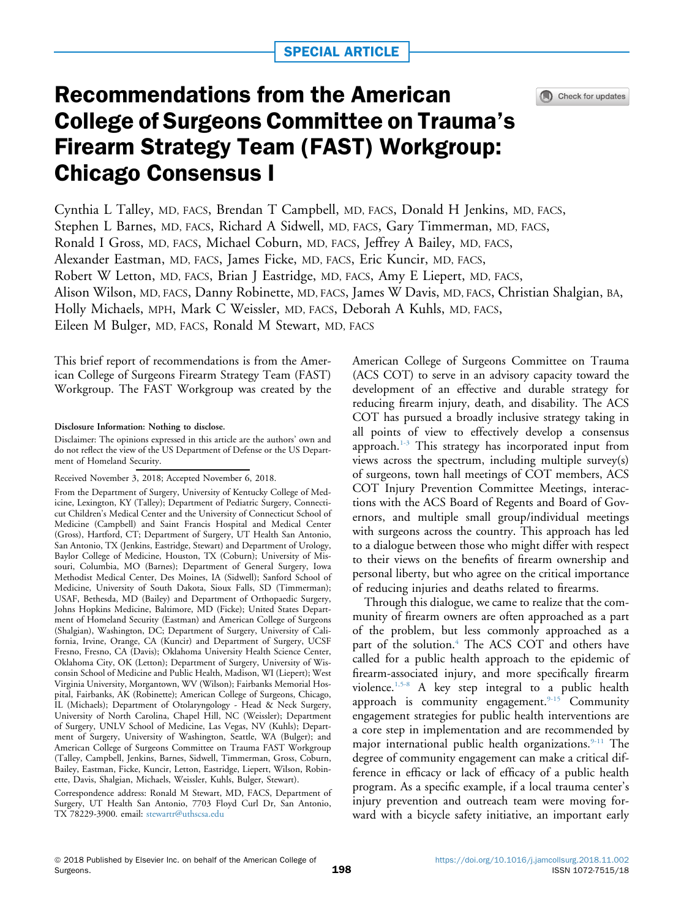SPECIAL ARTICLE

# Recommendations from the American College of Surgeons Committee on Trauma's Firearm Strategy Team (FAST) Workgroup: Chicago Consensus I

Cynthia L Talley, MD, FACS, Brendan T Campbell, MD, FACS, Donald H Jenkins, MD, FACS, Stephen L Barnes, MD, FACS, Richard A Sidwell, MD, FACS, Gary Timmerman, MD, FACS, Ronald I Gross, MD, FACS, Michael Coburn, MD, FACS, Jeffrey A Bailey, MD, FACS, Alexander Eastman, MD, FACS, James Ficke, MD, FACS, Eric Kuncir, MD, FACS, Robert W Letton, MD, FACS, Brian J Eastridge, MD, FACS, Amy E Liepert, MD, FACS, Alison Wilson, MD, FACS, Danny Robinette, MD, FACS, James W Davis, MD, FACS, Christian Shalgian, BA, Holly Michaels, MPH, Mark C Weissler, MD, FACS, Deborah A Kuhls, MD, FACS, Eileen M Bulger, MD, FACS, Ronald M Stewart, MD, FACS

This brief report of recommendations is from the American College of Surgeons Firearm Strategy Team (FAST) Workgroup. The FAST Workgroup was created by the American College of Surgeons Committee on Trauma (ACS COT) to serve in an advisory capacity toward the development of an effective and durable strategy for reducing firearm injury, death, and disability. The ACS COT has pursued a broadly inclusive strategy taking in all points of view to effectively develop a consensus approach.[1-3] This strategy has incorporated input from views across the spectrum, including multiple survey(s) of surgeons, town hall meetings of COT members, ACS COT Injury Prevention Committee Meetings, interactions with the ACS Board of Regents and Board of Governors, and multiple small group/individual meetings with surgeons across the country. This approach has led to a dialogue between those who might differ with respect to their views on the benefits of firearm ownership and personal liberty, but who agree on the critical importance of reducing injuries and deaths related to firearms.

Through this dialogue, we came to realize that the community of firearm owners are often approached as a part of the problem, but less commonly approached as a part of the solution.[4] The ACS COT and others have called for a public health approach to the epidemic of firearm-associated injury, and more specifically firearm violence.[1,5-8] A key step integral to a public health approach is community engagement.[9-15] Community engagement strategies for public health interventions are a core step in implementation and are recommended by major international public health organizations.[9-11] The degree of community engagement can make a critical difference in efficacy or lack of efficacy of a public health program. As a specific example, if a local trauma center's injury prevention and outreach team were moving forward with a bicycle safety initiative, an important early

**Disclosure Information:** Nothing to disclose.

Disclaimer: The opinions expressed in this article are the authors' own and do not reflect the view of the US Department of Defense or the US Department of Homeland Security.

Received November 3, 2018; Accepted November 6, 2018.

From the Department of Surgery, University of Kentucky College of Medicine, Lexington, KY (Talley); Department of Pediatric Surgery, Connecticut Children's Medical Center and the University of Connecticut School of Medicine (Campbell) and Saint Francis Hospital and Medical Center (Gross), Hartford, CT; Department of Surgery, UT Health San Antonio, San Antonio, TX (Jenkins, Eastridge, Stewart) and Department of Urology, Baylor College of Medicine, Houston, TX (Coburn); University of Missouri, Columbia, MO (Barnes); Department of General Surgery, Iowa Methodist Medical Center, Des Moines, IA (Sidwell); Sanford School of Medicine, University of South Dakota, Sioux Falls, SD (Timmerman); USAF, Bethesda, MD (Bailey) and Department of Orthopaedic Surgery, Johns Hopkins Medicine, Baltimore, MD (Ficke); United States Department of Homeland Security (Eastman) and American College of Surgeons (Shalgian), Washington, DC; Department of Surgery, University of California, Irvine, Orange, CA (Kuncir) and Department of Surgery, UCSF Fresno, Fresno, CA (Davis); Oklahoma University Health Science Center, Oklahoma City, OK (Letton); Department of Surgery, University of Wisconsin School of Medicine and Public Health, Madison, WI (Liepert); West Virginia University, Morgantown, WV (Wilson); Fairbanks Memorial Hospital, Fairbanks, AK (Robinette); American College of Surgeons, Chicago, IL (Michaels); Department of Otolaryngology - Head & Neck Surgery, University of North Carolina, Chapel Hill, NC (Weissler); Department of Surgery, UNLV School of Medicine, Las Vegas, NV (Kuhls); Department of Surgery, University of Washington, Seattle, WA (Bulger); and American College of Surgeons Committee on Trauma FAST Workgroup (Talley, Campbell, Jenkins, Barnes, Sidwell, Timmerman, Gross, Coburn, Bailey, Eastman, Ficke, Kuncir, Letton, Eastridge, Liepert, Wilson, Robinette, Davis, Shalgian, Michaels, Weissler, Kuhls, Bulger, Stewart).

Correspondence address: Ronald M Stewart, MD, FACS, Department of Surgery, UT Health San Antonio, 7703 Floyd Curl Dr, San Antonio, TX 78229-3900. email: stewartr@uthscsa.edu

© 2018 Published by Elsevier Inc. on behalf of the American College of Surgeons.

https://doi.org/10.1016/j.jamcollsurg.2018.11.002
ISSN 1072-7515/18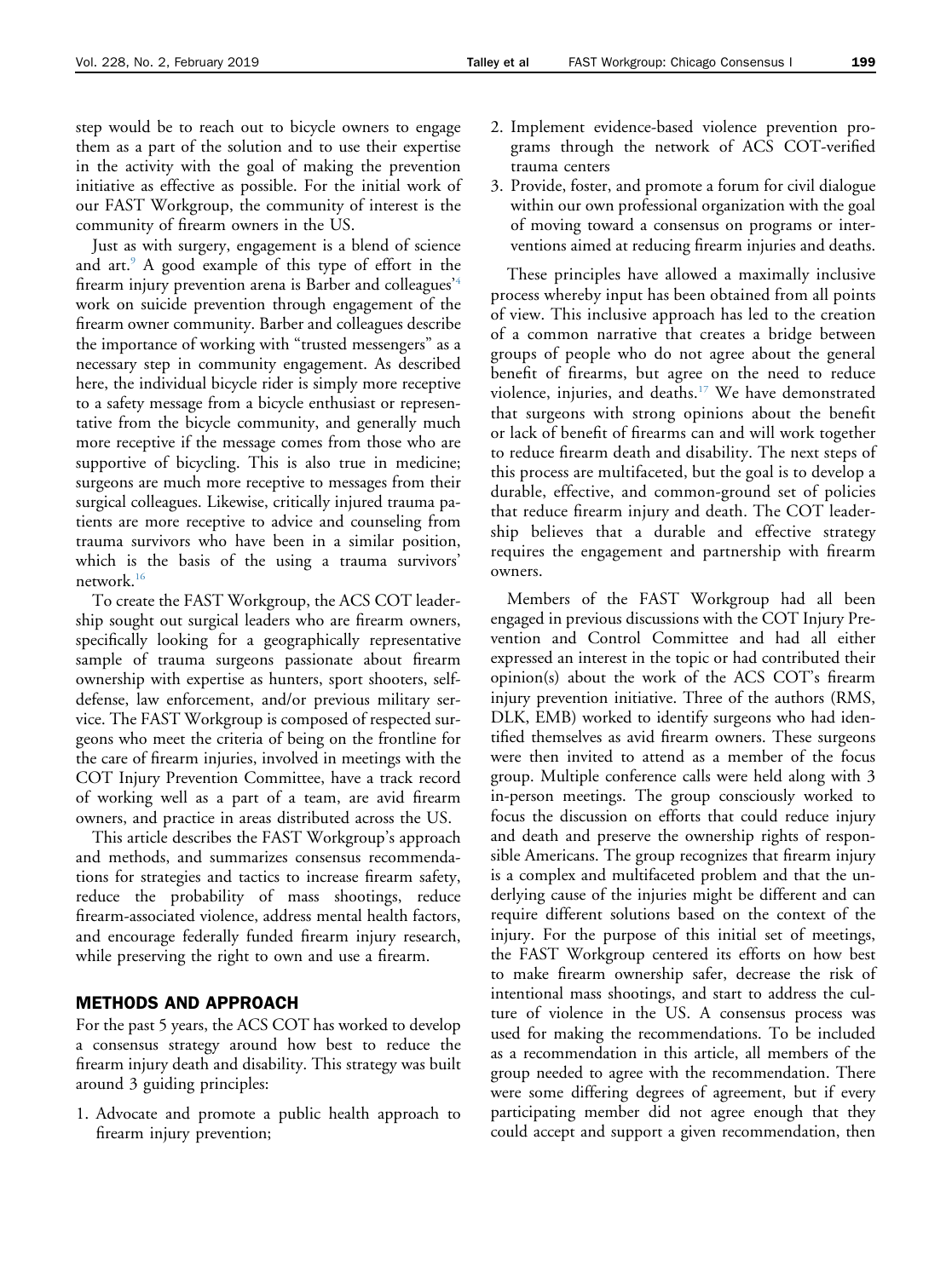step would be to reach out to bicycle owners to engage them as a part of the solution and to use their expertise in the activity with the goal of making the prevention initiative as effective as possible. For the initial work of our FAST Workgroup, the community of interest is the community of firearm owners in the US.

Just as with surgery, engagement is a blend of science and art.[9] A good example of this type of effort in the firearm injury prevention arena is Barber and colleagues'[4] work on suicide prevention through engagement of the firearm owner community. Barber and colleagues describe the importance of working with "trusted messengers" as a necessary step in community engagement. As described here, the individual bicycle rider is simply more receptive to a safety message from a bicycle enthusiast or representative from the bicycle community, and generally much more receptive if the message comes from those who are supportive of bicycling. This is also true in medicine; surgeons are much more receptive to messages from their surgical colleagues. Likewise, critically injured trauma patients are more receptive to advice and counseling from trauma survivors who have been in a similar position, which is the basis of the using a trauma survivors' network.[16]

To create the FAST Workgroup, the ACS COT leadership sought out surgical leaders who are firearm owners, specifically looking for a geographically representative sample of trauma surgeons passionate about firearm ownership with expertise as hunters, sport shooters, self-defense, law enforcement, and/or previous military service. The FAST Workgroup is composed of respected surgeons who meet the criteria of being on the frontline for the care of firearm injuries, involved in meetings with the COT Injury Prevention Committee, have a track record of working well as a part of a team, are avid firearm owners, and practice in areas distributed across the US.

This article describes the FAST Workgroup's approach and methods, and summarizes consensus recommendations for strategies and tactics to increase firearm safety, reduce the probability of mass shootings, reduce firearm-associated violence, address mental health factors, and encourage federally funded firearm injury research, while preserving the right to own and use a firearm.

## METHODS AND APPROACH

For the past 5 years, the ACS COT has worked to develop a consensus strategy around how best to reduce the firearm injury death and disability. This strategy was built around 3 guiding principles:

1. Advocate and promote a public health approach to firearm injury prevention;
2. Implement evidence-based violence prevention programs through the network of ACS COT-verified trauma centers
3. Provide, foster, and promote a forum for civil dialogue within our own professional organization with the goal of moving toward a consensus on programs or interventions aimed at reducing firearm injuries and deaths.

These principles have allowed a maximally inclusive process whereby input has been obtained from all points of view. This inclusive approach has led to the creation of a common narrative that creates a bridge between groups of people who do not agree about the general benefit of firearms, but agree on the need to reduce violence, injuries, and deaths.[17] We have demonstrated that surgeons with strong opinions about the benefit or lack of benefit of firearms can and will work together to reduce firearm death and disability. The next steps of this process are multifaceted, but the goal is to develop a durable, effective, and common-ground set of policies that reduce firearm injury and death. The COT leadership believes that a durable and effective strategy requires the engagement and partnership with firearm owners.

Members of the FAST Workgroup had all been engaged in previous discussions with the COT Injury Prevention and Control Committee and had all either expressed an interest in the topic or had contributed their opinion(s) about the work of the ACS COT's firearm injury prevention initiative. Three of the authors (RMS, DLK, EMB) worked to identify surgeons who had identified themselves as avid firearm owners. These surgeons were then invited to attend as a member of the focus group. Multiple conference calls were held along with 3 in-person meetings. The group consciously worked to focus the discussion on efforts that could reduce injury and death and preserve the ownership rights of responsible Americans. The group recognizes that firearm injury is a complex and multifaceted problem and that the underlying cause of the injuries might be different and can require different solutions based on the context of the injury. For the purpose of this initial set of meetings, the FAST Workgroup centered its efforts on how best to make firearm ownership safer, decrease the risk of intentional mass shootings, and start to address the culture of violence in the US. A consensus process was used for making the recommendations. To be included as a recommendation in this article, all members of the group needed to agree with the recommendation. There were some differing degrees of agreement, but if every participating member did not agree enough that they could accept and support a given recommendation, then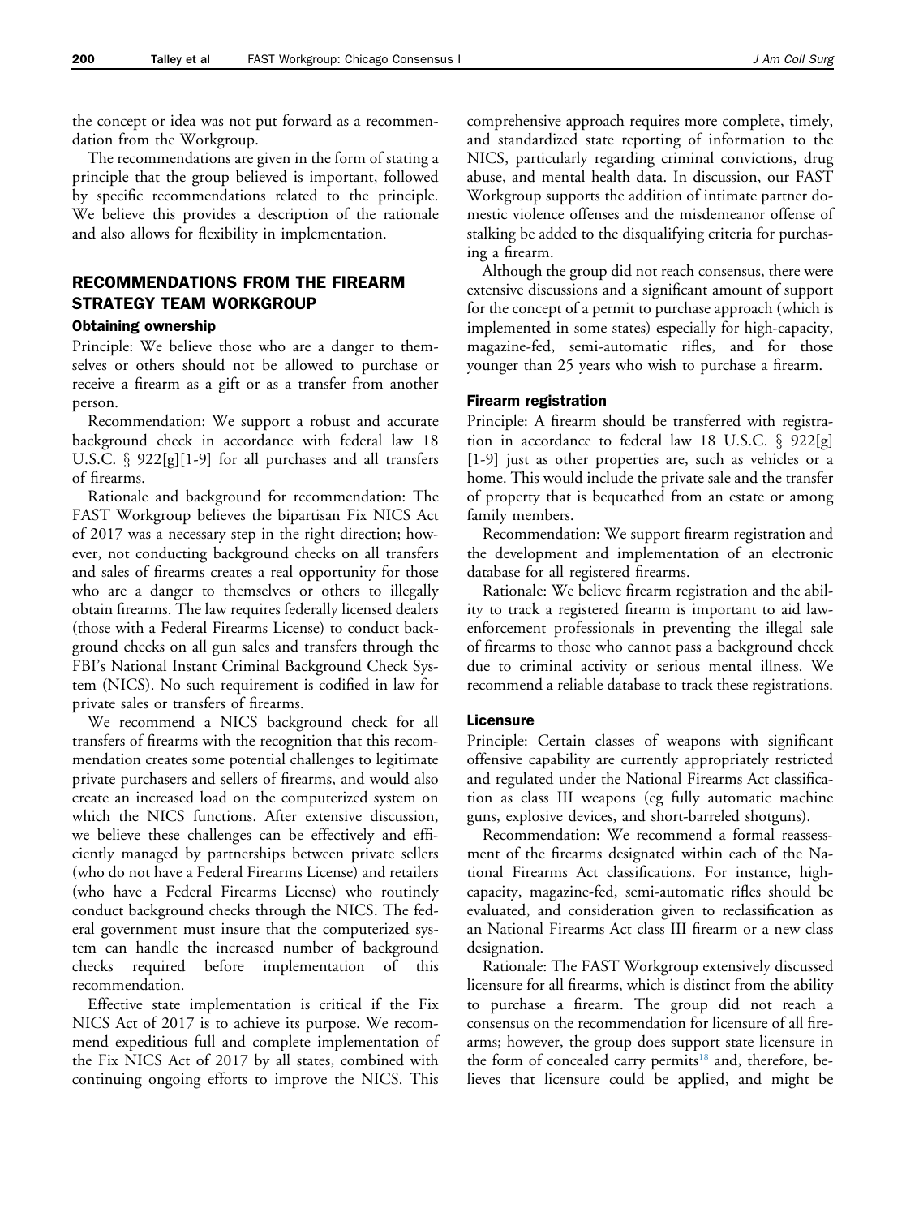the concept or idea was not put forward as a recommendation from the Workgroup.

The recommendations are given in the form of stating a principle that the group believed is important, followed by specific recommendations related to the principle. We believe this provides a description of the rationale and also allows for flexibility in implementation.

## RECOMMENDATIONS FROM THE FIREARM STRATEGY TEAM WORKGROUP

### Obtaining ownership

Principle: We believe those who are a danger to themselves or others should not be allowed to purchase or receive a firearm as a gift or as a transfer from another person.

Recommendation: We support a robust and accurate background check in accordance with federal law 18 U.S.C. § 922[g][1-9] for all purchases and all transfers of firearms.

Rationale and background for recommendation: The FAST Workgroup believes the bipartisan Fix NICS Act of 2017 was a necessary step in the right direction; however, not conducting background checks on all transfers and sales of firearms creates a real opportunity for those who are a danger to themselves or others to illegally obtain firearms. The law requires federally licensed dealers (those with a Federal Firearms License) to conduct background checks on all gun sales and transfers through the FBI's National Instant Criminal Background Check System (NICS). No such requirement is codified in law for private sales or transfers of firearms.

We recommend a NICS background check for all transfers of firearms with the recognition that this recommendation creates some potential challenges to legitimate private purchasers and sellers of firearms, and would also create an increased load on the computerized system on which the NICS functions. After extensive discussion, we believe these challenges can be effectively and efficiently managed by partnerships between private sellers (who do not have a Federal Firearms License) and retailers (who have a Federal Firearms License) who routinely conduct background checks through the NICS. The federal government must insure that the computerized system can handle the increased number of background checks required before implementation of this recommendation.

Effective state implementation is critical if the Fix NICS Act of 2017 is to achieve its purpose. We recommend expeditious full and complete implementation of the Fix NICS Act of 2017 by all states, combined with continuing ongoing efforts to improve the NICS. This comprehensive approach requires more complete, timely, and standardized state reporting of information to the NICS, particularly regarding criminal convictions, drug abuse, and mental health data. In discussion, our FAST Workgroup supports the addition of intimate partner domestic violence offenses and the misdemeanor offense of stalking be added to the disqualifying criteria for purchasing a firearm.

Although the group did not reach consensus, there were extensive discussions and a significant amount of support for the concept of a permit to purchase approach (which is implemented in some states) especially for high-capacity, magazine-fed, semi-automatic rifles, and for those younger than 25 years who wish to purchase a firearm.

### Firearm registration

Principle: A firearm should be transferred with registration in accordance to federal law 18 U.S.C. § 922[g] [1-9] just as other properties are, such as vehicles or a home. This would include the private sale and the transfer of property that is bequeathed from an estate or among family members.

Recommendation: We support firearm registration and the development and implementation of an electronic database for all registered firearms.

Rationale: We believe firearm registration and the ability to track a registered firearm is important to aid law-enforcement professionals in preventing the illegal sale of firearms to those who cannot pass a background check due to criminal activity or serious mental illness. We recommend a reliable database to track these registrations.

### Licensure

Principle: Certain classes of weapons with significant offensive capability are currently appropriately restricted and regulated under the National Firearms Act classification as class III weapons (eg fully automatic machine guns, explosive devices, and short-barreled shotguns).

Recommendation: We recommend a formal reassessment of the firearms designated within each of the National Firearms Act classifications. For instance, high-capacity, magazine-fed, semi-automatic rifles should be evaluated, and consideration given to reclassification as an National Firearms Act class III firearm or a new class designation.

Rationale: The FAST Workgroup extensively discussed licensure for all firearms, which is distinct from the ability to purchase a firearm. The group did not reach a consensus on the recommendation for licensure of all firearms; however, the group does support state licensure in the form of concealed carry permits[18] and, therefore, believes that licensure could be applied, and might be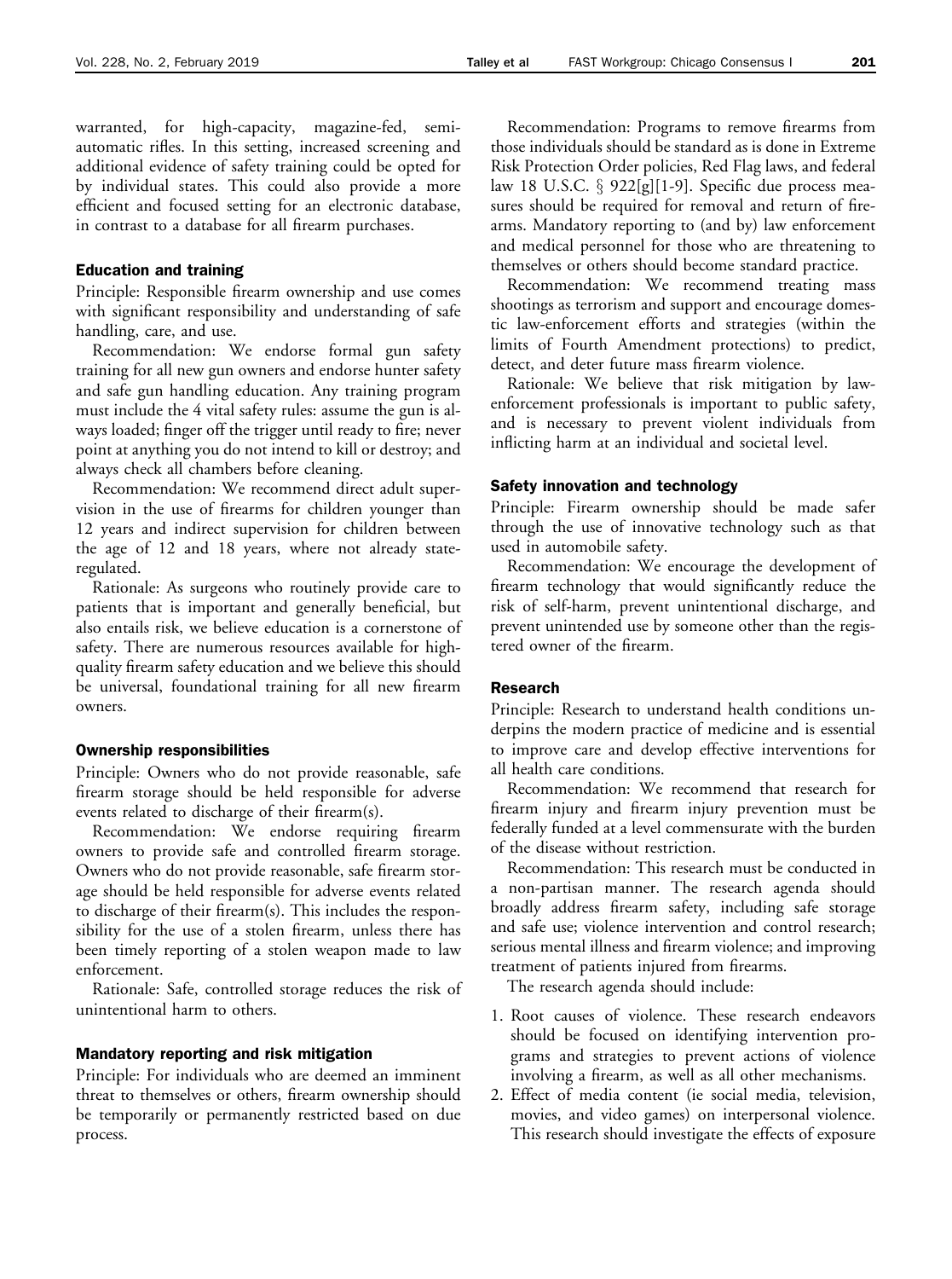warranted, for high-capacity, magazine-fed, semi-automatic rifles. In this setting, increased screening and additional evidence of safety training could be opted for by individual states. This could also provide a more efficient and focused setting for an electronic database, in contrast to a database for all firearm purchases.

### Education and training

Principle: Responsible firearm ownership and use comes with significant responsibility and understanding of safe handling, care, and use.

Recommendation: We endorse formal gun safety training for all new gun owners and endorse hunter safety and safe gun handling education. Any training program must include the 4 vital safety rules: assume the gun is always loaded; finger off the trigger until ready to fire; never point at anything you do not intend to kill or destroy; and always check all chambers before cleaning.

Recommendation: We recommend direct adult supervision in the use of firearms for children younger than 12 years and indirect supervision for children between the age of 12 and 18 years, where not already state-regulated.

Rationale: As surgeons who routinely provide care to patients that is important and generally beneficial, but also entails risk, we believe education is a cornerstone of safety. There are numerous resources available for high-quality firearm safety education and we believe this should be universal, foundational training for all new firearm owners.

### Ownership responsibilities

Principle: Owners who do not provide reasonable, safe firearm storage should be held responsible for adverse events related to discharge of their firearm(s).

Recommendation: We endorse requiring firearm owners to provide safe and controlled firearm storage. Owners who do not provide reasonable, safe firearm storage should be held responsible for adverse events related to discharge of their firearm(s). This includes the responsibility for the use of a stolen firearm, unless there has been timely reporting of a stolen weapon made to law enforcement.

Rationale: Safe, controlled storage reduces the risk of unintentional harm to others.

### Mandatory reporting and risk mitigation

Principle: For individuals who are deemed an imminent threat to themselves or others, firearm ownership should be temporarily or permanently restricted based on due process.

Recommendation: Programs to remove firearms from those individuals should be standard as is done in Extreme Risk Protection Order policies, Red Flag laws, and federal law 18 U.S.C. § 922[g][1-9]. Specific due process measures should be required for removal and return of firearms. Mandatory reporting to (and by) law enforcement and medical personnel for those who are threatening to themselves or others should become standard practice.

Recommendation: We recommend treating mass shootings as terrorism and support and encourage domestic law-enforcement efforts and strategies (within the limits of Fourth Amendment protections) to predict, detect, and deter future mass firearm violence.

Rationale: We believe that risk mitigation by law-enforcement professionals is important to public safety, and is necessary to prevent violent individuals from inflicting harm at an individual and societal level.

### Safety innovation and technology

Principle: Firearm ownership should be made safer through the use of innovative technology such as that used in automobile safety.

Recommendation: We encourage the development of firearm technology that would significantly reduce the risk of self-harm, prevent unintentional discharge, and prevent unintended use by someone other than the registered owner of the firearm.

### Research

Principle: Research to understand health conditions underpins the modern practice of medicine and is essential to improve care and develop effective interventions for all health care conditions.

Recommendation: We recommend that research for firearm injury and firearm injury prevention must be federally funded at a level commensurate with the burden of the disease without restriction.

Recommendation: This research must be conducted in a non-partisan manner. The research agenda should broadly address firearm safety, including safe storage and safe use; violence intervention and control research; serious mental illness and firearm violence; and improving treatment of patients injured from firearms.

The research agenda should include:

1. Root causes of violence. These research endeavors should be focused on identifying intervention programs and strategies to prevent actions of violence involving a firearm, as well as all other mechanisms.
2. Effect of media content (ie social media, television, movies, and video games) on interpersonal violence. This research should investigate the effects of exposure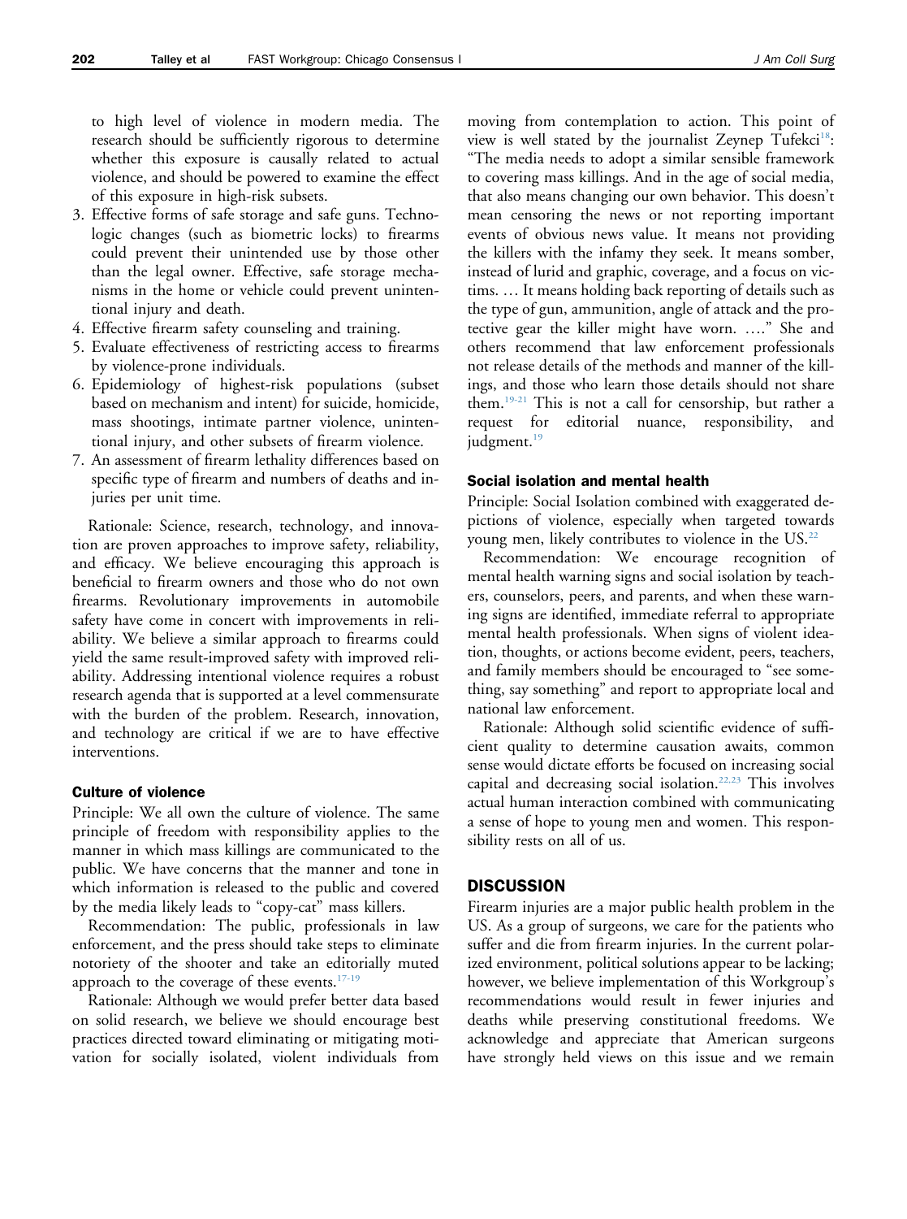to high level of violence in modern media. The research should be sufficiently rigorous to determine whether this exposure is causally related to actual violence, and should be powered to examine the effect of this exposure in high-risk subsets.

3. Effective forms of safe storage and safe guns. Technologic changes (such as biometric locks) to firearms could prevent their unintended use by those other than the legal owner. Effective, safe storage mechanisms in the home or vehicle could prevent unintentional injury and death.
4. Effective firearm safety counseling and training.
5. Evaluate effectiveness of restricting access to firearms by violence-prone individuals.
6. Epidemiology of highest-risk populations (subset based on mechanism and intent) for suicide, homicide, mass shootings, intimate partner violence, unintentional injury, and other subsets of firearm violence.
7. An assessment of firearm lethality differences based on specific type of firearm and numbers of deaths and injuries per unit time.

Rationale: Science, research, technology, and innovation are proven approaches to improve safety, reliability, and efficacy. We believe encouraging this approach is beneficial to firearm owners and those who do not own firearms. Revolutionary improvements in automobile safety have come in concert with improvements in reliability. We believe a similar approach to firearms could yield the same result-improved safety with improved reliability. Addressing intentional violence requires a robust research agenda that is supported at a level commensurate with the burden of the problem. Research, innovation, and technology are critical if we are to have effective interventions.

### Culture of violence

Principle: We all own the culture of violence. The same principle of freedom with responsibility applies to the manner in which mass killings are communicated to the public. We have concerns that the manner and tone in which information is released to the public and covered by the media likely leads to "copy-cat" mass killers.

Recommendation: The public, professionals in law enforcement, and the press should take steps to eliminate notoriety of the shooter and take an editorially muted approach to the coverage of these events.[17-19]

Rationale: Although we would prefer better data based on solid research, we believe we should encourage best practices directed toward eliminating or mitigating motivation for socially isolated, violent individuals from moving from contemplation to action. This point of view is well stated by the journalist Zeynep Tufekci[18]: "The media needs to adopt a similar sensible framework to covering mass killings. And in the age of social media, that also means changing our own behavior. This doesn't mean censoring the news or not reporting important events of obvious news value. It means not providing the killers with the infamy they seek. It means somber, instead of lurid and graphic, coverage, and a focus on victims. … It means holding back reporting of details such as the type of gun, ammunition, angle of attack and the protective gear the killer might have worn. …." She and others recommend that law enforcement professionals not release details of the methods and manner of the killings, and those who learn those details should not share them.[19-21] This is not a call for censorship, but rather a request for editorial nuance, responsibility, and judgment.[19]

### Social isolation and mental health

Principle: Social Isolation combined with exaggerated depictions of violence, especially when targeted towards young men, likely contributes to violence in the US.[22]

Recommendation: We encourage recognition of mental health warning signs and social isolation by teachers, counselors, peers, and parents, and when these warning signs are identified, immediate referral to appropriate mental health professionals. When signs of violent ideation, thoughts, or actions become evident, peers, teachers, and family members should be encouraged to "see something, say something" and report to appropriate local and national law enforcement.

Rationale: Although solid scientific evidence of sufficient quality to determine causation awaits, common sense would dictate efforts be focused on increasing social capital and decreasing social isolation.[22,23] This involves actual human interaction combined with communicating a sense of hope to young men and women. This responsibility rests on all of us.

## DISCUSSION

Firearm injuries are a major public health problem in the US. As a group of surgeons, we care for the patients who suffer and die from firearm injuries. In the current polarized environment, political solutions appear to be lacking; however, we believe implementation of this Workgroup's recommendations would result in fewer injuries and deaths while preserving constitutional freedoms. We acknowledge and appreciate that American surgeons have strongly held views on this issue and we remain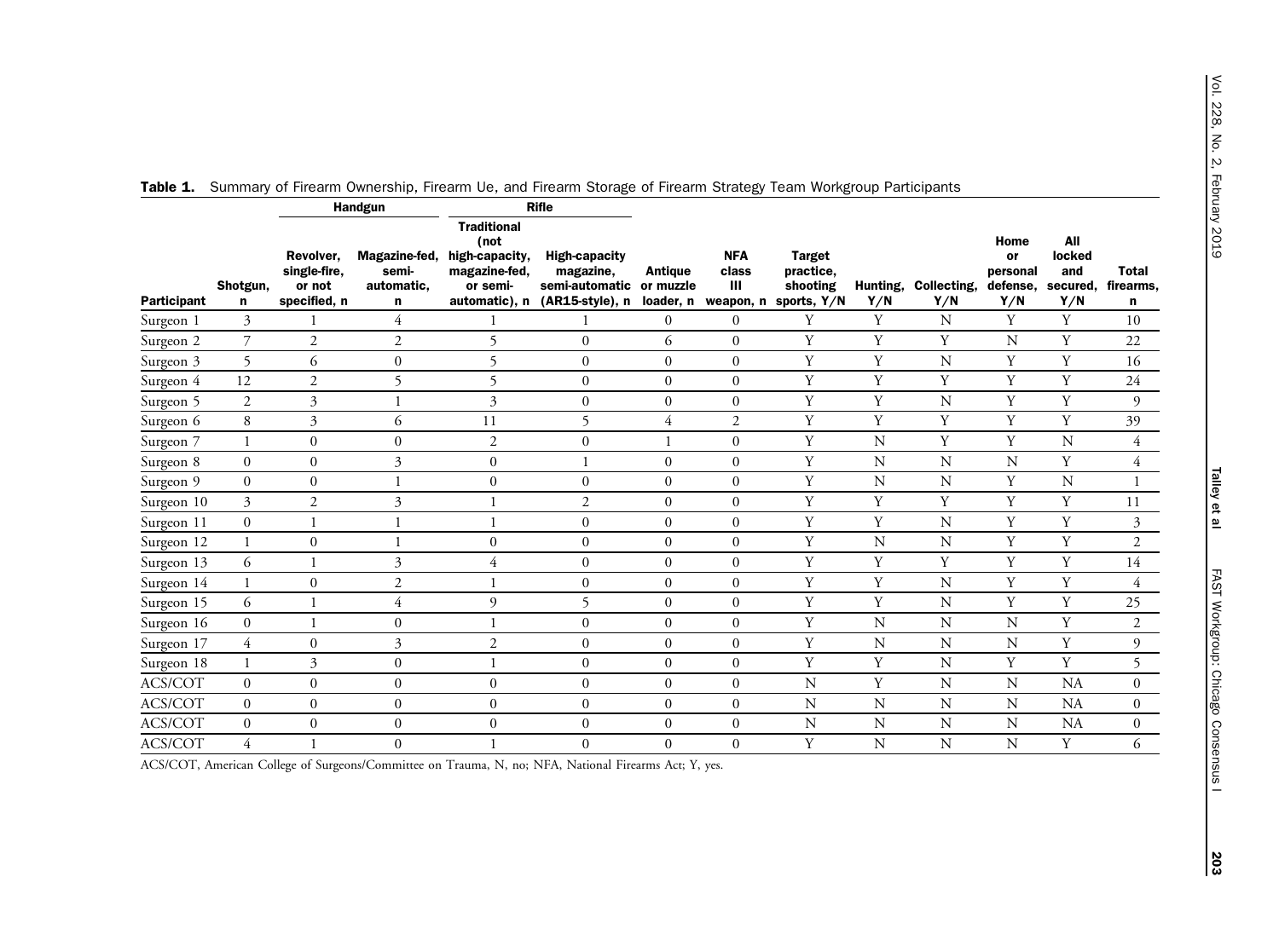**Table 1.** Summary of Firearm Ownership, Firearm Ue, and Firearm Storage of Firearm Strategy Team Workgroup Participants

| Participant | Shotgun, n | Handgun | | Rifle | | Antique or muzzle loader, n | NFA class III weapon, n | Target practice, shooting sports, Y/N | Hunting, Y/N | Collecting, Y/N | Home or personal defense, Y/N | All locked and secured, Y/N | Total firearms, n |
|---|---|---|---|---|---|---|---|---|---|---|---|---|---|
| | | Revolver, single-fire, or not specified, n | Magazine-fed, semi-automatic, n | Traditional (not high-capacity, magazine-fed, or semi-automatic), n | High-capacity magazine, semi-automatic (AR15-style), n | | | | | | | | |
| Surgeon 1 | 3 | 1 | 4 | 1 | 1 | 0 | 0 | Y | Y | N | Y | Y | 10 |
| Surgeon 2 | 7 | 2 | 2 | 5 | 0 | 6 | 0 | Y | Y | Y | N | Y | 22 |
| Surgeon 3 | 5 | 6 | 0 | 5 | 0 | 0 | 0 | Y | Y | N | Y | Y | 16 |
| Surgeon 4 | 12 | 2 | 5 | 5 | 0 | 0 | 0 | Y | Y | Y | Y | Y | 24 |
| Surgeon 5 | 2 | 3 | 1 | 3 | 0 | 0 | 0 | Y | Y | N | Y | Y | 9 |
| Surgeon 6 | 8 | 3 | 6 | 11 | 5 | 4 | 2 | Y | Y | Y | Y | Y | 39 |
| Surgeon 7 | 1 | 0 | 0 | 2 | 0 | 1 | 0 | Y | N | Y | Y | N | 4 |
| Surgeon 8 | 0 | 0 | 3 | 0 | 1 | 0 | 0 | Y | N | N | N | Y | 4 |
| Surgeon 9 | 0 | 0 | 1 | 0 | 0 | 0 | 0 | Y | N | N | Y | N | 1 |
| Surgeon 10 | 3 | 2 | 3 | 1 | 2 | 0 | 0 | Y | Y | Y | Y | Y | 11 |
| Surgeon 11 | 0 | 1 | 1 | 1 | 0 | 0 | 0 | Y | Y | N | Y | Y | 3 |
| Surgeon 12 | 1 | 0 | 1 | 0 | 0 | 0 | 0 | Y | N | N | Y | Y | 2 |
| Surgeon 13 | 6 | 1 | 3 | 4 | 0 | 0 | 0 | Y | Y | Y | Y | Y | 14 |
| Surgeon 14 | 1 | 0 | 2 | 1 | 0 | 0 | 0 | Y | Y | N | Y | Y | 4 |
| Surgeon 15 | 6 | 1 | 4 | 9 | 5 | 0 | 0 | Y | Y | N | Y | Y | 25 |
| Surgeon 16 | 0 | 1 | 0 | 1 | 0 | 0 | 0 | Y | N | N | N | Y | 2 |
| Surgeon 17 | 4 | 0 | 3 | 2 | 0 | 0 | 0 | Y | N | N | N | Y | 9 |
| Surgeon 18 | 1 | 3 | 0 | 1 | 0 | 0 | 0 | Y | Y | N | Y | Y | 5 |
| ACS/COT | 0 | 0 | 0 | 0 | 0 | 0 | 0 | N | Y | N | N | NA | 0 |
| ACS/COT | 0 | 0 | 0 | 0 | 0 | 0 | 0 | N | N | N | N | NA | 0 |
| ACS/COT | 0 | 0 | 0 | 0 | 0 | 0 | 0 | N | N | N | N | NA | 0 |
| ACS/COT | 4 | 1 | 0 | 1 | 0 | 0 | 0 | Y | N | N | N | Y | 6 |

ACS/COT, American College of Surgeons/Committee on Trauma, N, no; NFA, National Firearms Act; Y, yes.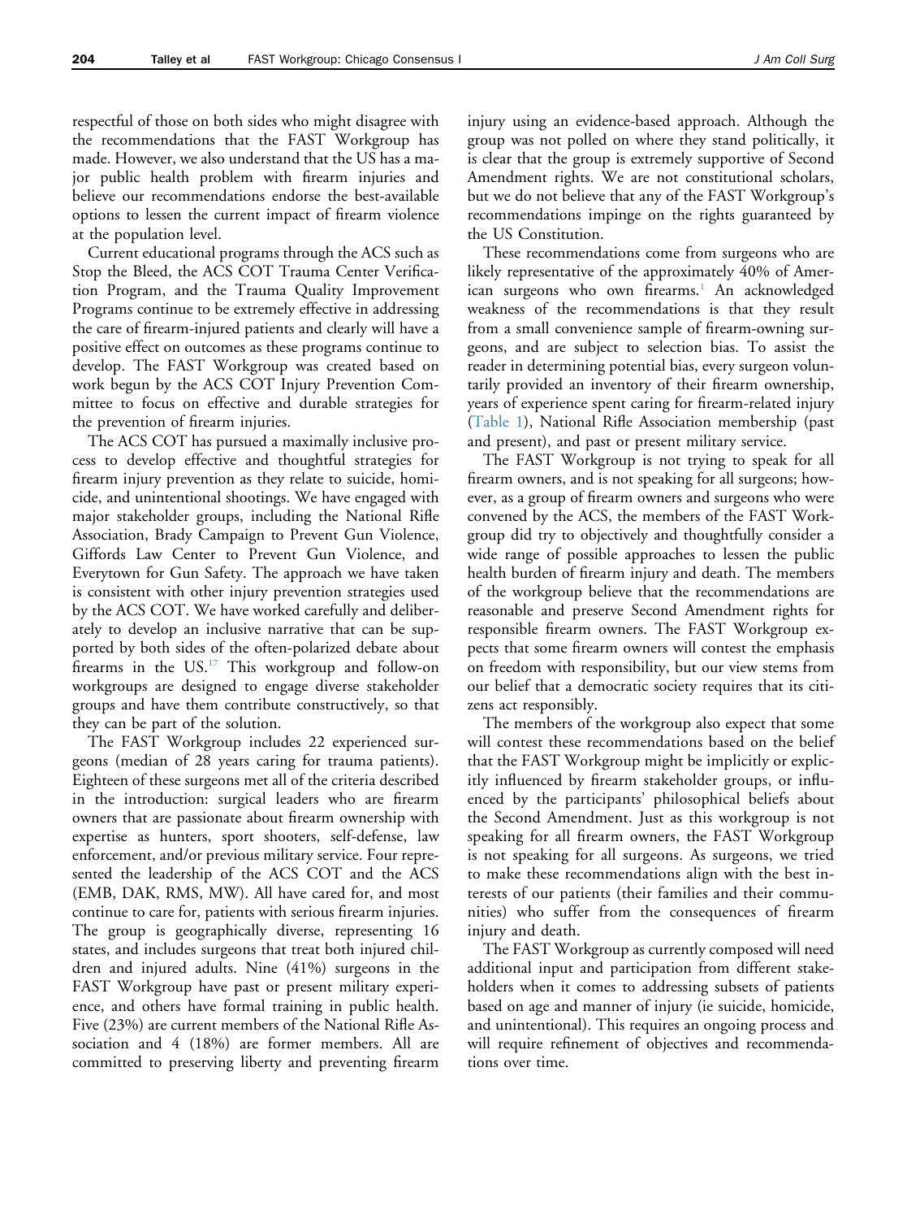respectful of those on both sides who might disagree with the recommendations that the FAST Workgroup has made. However, we also understand that the US has a major public health problem with firearm injuries and believe our recommendations endorse the best-available options to lessen the current impact of firearm violence at the population level.

Current educational programs through the ACS such as Stop the Bleed, the ACS COT Trauma Center Verification Program, and the Trauma Quality Improvement Programs continue to be extremely effective in addressing the care of firearm-injured patients and clearly will have a positive effect on outcomes as these programs continue to develop. The FAST Workgroup was created based on work begun by the ACS COT Injury Prevention Committee to focus on effective and durable strategies for the prevention of firearm injuries.

The ACS COT has pursued a maximally inclusive process to develop effective and thoughtful strategies for firearm injury prevention as they relate to suicide, homicide, and unintentional shootings. We have engaged with major stakeholder groups, including the National Rifle Association, Brady Campaign to Prevent Gun Violence, Giffords Law Center to Prevent Gun Violence, and Everytown for Gun Safety. The approach we have taken is consistent with other injury prevention strategies used by the ACS COT. We have worked carefully and deliberately to develop an inclusive narrative that can be supported by both sides of the often-polarized debate about firearms in the US.[17] This workgroup and follow-on workgroups are designed to engage diverse stakeholder groups and have them contribute constructively, so that they can be part of the solution.

The FAST Workgroup includes 22 experienced surgeons (median of 28 years caring for trauma patients). Eighteen of these surgeons met all of the criteria described in the introduction: surgical leaders who are firearm owners that are passionate about firearm ownership with expertise as hunters, sport shooters, self-defense, law enforcement, and/or previous military service. Four represented the leadership of the ACS COT and the ACS (EMB, DAK, RMS, MW). All have cared for, and most continue to care for, patients with serious firearm injuries. The group is geographically diverse, representing 16 states, and includes surgeons that treat both injured children and injured adults. Nine (41%) surgeons in the FAST Workgroup have past or present military experience, and others have formal training in public health. Five (23%) are current members of the National Rifle Association and 4 (18%) are former members. All are committed to preserving liberty and preventing firearm injury using an evidence-based approach. Although the group was not polled on where they stand politically, it is clear that the group is extremely supportive of Second Amendment rights. We are not constitutional scholars, but we do not believe that any of the FAST Workgroup's recommendations impinge on the rights guaranteed by the US Constitution.

These recommendations come from surgeons who are likely representative of the approximately 40% of American surgeons who own firearms.[1] An acknowledged weakness of the recommendations is that they result from a small convenience sample of firearm-owning surgeons, and are subject to selection bias. To assist the reader in determining potential bias, every surgeon voluntarily provided an inventory of their firearm ownership, years of experience spent caring for firearm-related injury (Table 1), National Rifle Association membership (past and present), and past or present military service.

The FAST Workgroup is not trying to speak for all firearm owners, and is not speaking for all surgeons; however, as a group of firearm owners and surgeons who were convened by the ACS, the members of the FAST Workgroup did try to objectively and thoughtfully consider a wide range of possible approaches to lessen the public health burden of firearm injury and death. The members of the workgroup believe that the recommendations are reasonable and preserve Second Amendment rights for responsible firearm owners. The FAST Workgroup expects that some firearm owners will contest the emphasis on freedom with responsibility, but our view stems from our belief that a democratic society requires that its citizens act responsibly.

The members of the workgroup also expect that some will contest these recommendations based on the belief that the FAST Workgroup might be implicitly or explicitly influenced by firearm stakeholder groups, or influenced by the participants' philosophical beliefs about the Second Amendment. Just as this workgroup is not speaking for all firearm owners, the FAST Workgroup is not speaking for all surgeons. As surgeons, we tried to make these recommendations align with the best interests of our patients (their families and their communities) who suffer from the consequences of firearm injury and death.

The FAST Workgroup as currently composed will need additional input and participation from different stakeholders when it comes to addressing subsets of patients based on age and manner of injury (ie suicide, homicide, and unintentional). This requires an ongoing process and will require refinement of objectives and recommendations over time.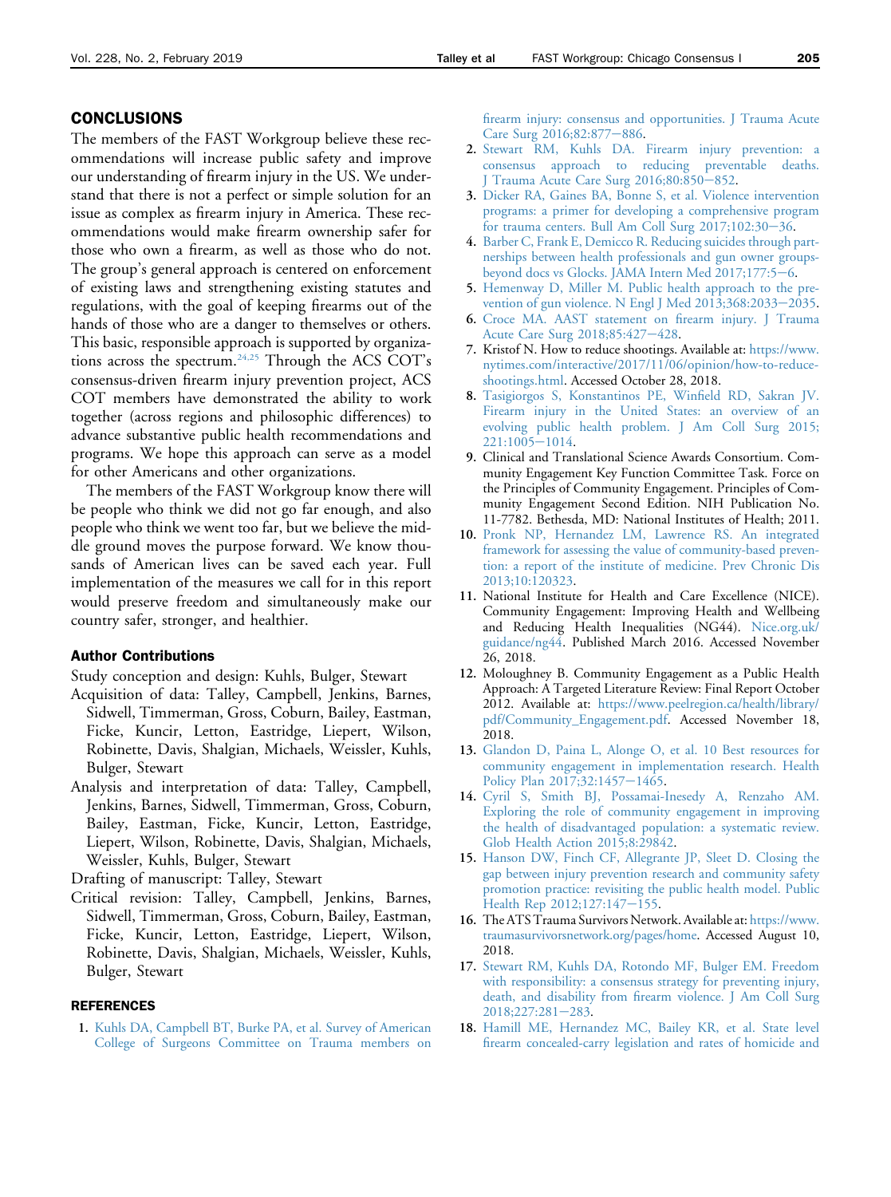## CONCLUSIONS

The members of the FAST Workgroup believe these recommendations will increase public safety and improve our understanding of firearm injury in the US. We understand that there is not a perfect or simple solution for an issue as complex as firearm injury in America. These recommendations would make firearm ownership safer for those who own a firearm, as well as those who do not. The group's general approach is centered on enforcement of existing laws and strengthening existing statutes and regulations, with the goal of keeping firearms out of the hands of those who are a danger to themselves or others. This basic, responsible approach is supported by organizations across the spectrum.[24,25] Through the ACS COT's consensus-driven firearm injury prevention project, ACS COT members have demonstrated the ability to work together (across regions and philosophic differences) to advance substantive public health recommendations and programs. We hope this approach can serve as a model for other Americans and other organizations.

The members of the FAST Workgroup know there will be people who think we did not go far enough, and also people who think we went too far, but we believe the middle ground moves the purpose forward. We know thousands of American lives can be saved each year. Full implementation of the measures we call for in this report would preserve freedom and simultaneously make our country safer, stronger, and healthier.

### Author Contributions

Study conception and design: Kuhls, Bulger, Stewart

Acquisition of data: Talley, Campbell, Jenkins, Barnes, Sidwell, Timmerman, Gross, Coburn, Bailey, Eastman, Ficke, Kuncir, Letton, Eastridge, Liepert, Wilson, Robinette, Davis, Shalgian, Michaels, Weissler, Kuhls, Bulger, Stewart

Analysis and interpretation of data: Talley, Campbell, Jenkins, Barnes, Sidwell, Timmerman, Gross, Coburn, Bailey, Eastman, Ficke, Kuncir, Letton, Eastridge, Liepert, Wilson, Robinette, Davis, Shalgian, Michaels, Weissler, Kuhls, Bulger, Stewart

Drafting of manuscript: Talley, Stewart

Critical revision: Talley, Campbell, Jenkins, Barnes, Sidwell, Timmerman, Gross, Coburn, Bailey, Eastman, Ficke, Kuncir, Letton, Eastridge, Liepert, Wilson, Robinette, Davis, Shalgian, Michaels, Weissler, Kuhls, Bulger, Stewart

## REFERENCES

1. Kuhls DA, Campbell BT, Burke PA, et al. Survey of American College of Surgeons Committee on Trauma members on firearm injury: consensus and opportunities. J Trauma Acute Care Surg 2016;82:877–886.
2. Stewart RM, Kuhls DA. Firearm injury prevention: a consensus approach to reducing preventable deaths. J Trauma Acute Care Surg 2016;80:850–852.
3. Dicker RA, Gaines BA, Bonne S, et al. Violence intervention programs: a primer for developing a comprehensive program for trauma centers. Bull Am Coll Surg 2017;102:30–36.
4. Barber C, Frank E, Demicco R. Reducing suicides through partnerships between health professionals and gun owner groups-beyond docs vs Glocks. JAMA Intern Med 2017;177:5–6.
5. Hemenway D, Miller M. Public health approach to the prevention of gun violence. N Engl J Med 2013;368:2033–2035.
6. Croce MA. AAST statement on firearm injury. J Trauma Acute Care Surg 2018;85:427–428.
7. Kristof N. How to reduce shootings. Available at: https://www.nytimes.com/interactive/2017/11/06/opinion/how-to-reduce-shootings.html. Accessed October 28, 2018.
8. Tasigiorgos S, Konstantinos PE, Winfield RD, Sakran JV. Firearm injury in the United States: an overview of an evolving public health problem. J Am Coll Surg 2015;221:1005–1014.
9. Clinical and Translational Science Awards Consortium. Community Engagement Key Function Committee Task. Force on the Principles of Community Engagement. Principles of Community Engagement Second Edition. NIH Publication No. 11-7782. Bethesda, MD: National Institutes of Health; 2011.
10. Pronk NP, Hernandez LM, Lawrence RS. An integrated framework for assessing the value of community-based prevention: a report of the institute of medicine. Prev Chronic Dis 2013;10:120323.
11. National Institute for Health and Care Excellence (NICE). Community Engagement: Improving Health and Wellbeing and Reducing Health Inequalities (NG44). Nice.org.uk/guidance/ng44. Published March 2016. Accessed November 26, 2018.
12. Moloughney B. Community Engagement as a Public Health Approach: A Targeted Literature Review: Final Report October 2012. Available at: https://www.peelregion.ca/health/library/pdf/Community_Engagement.pdf. Accessed November 18, 2018.
13. Glandon D, Paina L, Alonge O, et al. 10 Best resources for community engagement in implementation research. Health Policy Plan 2017;32:1457–1465.
14. Cyril S, Smith BJ, Possamai-Inesedy A, Renzaho AM. Exploring the role of community engagement in improving the health of disadvantaged population: a systematic review. Glob Health Action 2015;8:29842.
15. Hanson DW, Finch CF, Allegrante JP, Sleet D. Closing the gap between injury prevention research and community safety promotion practice: revisiting the public health model. Public Health Rep 2012;127:147–155.
16. The ATS Trauma Survivors Network. Available at: https://www.traumasurvivorsnetwork.org/pages/home. Accessed August 10, 2018.
17. Stewart RM, Kuhls DA, Rotondo MF, Bulger EM. Freedom with responsibility: a consensus strategy for preventing injury, death, and disability from firearm violence. J Am Coll Surg 2018;227:281–283.
18. Hamill ME, Hernandez MC, Bailey KR, et al. State level firearm concealed-carry legislation and rates of homicide and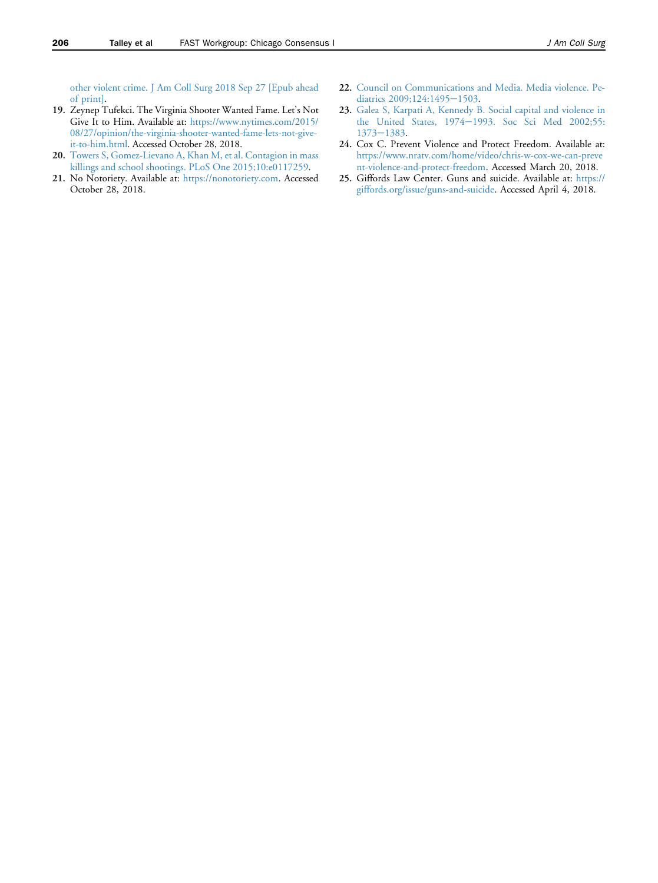other violent crime. J Am Coll Surg 2018 Sep 27 [Epub ahead of print].

19. Zeynep Tufekci. The Virginia Shooter Wanted Fame. Let's Not Give It to Him. Available at: https://www.nytimes.com/2015/08/27/opinion/the-virginia-shooter-wanted-fame-lets-not-give-it-to-him.html. Accessed October 28, 2018.
20. Towers S, Gomez-Lievano A, Khan M, et al. Contagion in mass killings and school shootings. PLoS One 2015;10:e0117259.
21. No Notoriety. Available at: https://nonotoriety.com. Accessed October 28, 2018.
22. Council on Communications and Media. Media violence. Pediatrics 2009;124:1495–1503.
23. Galea S, Karpati A, Kennedy B. Social capital and violence in the United States, 1974–1993. Soc Sci Med 2002;55:1373–1383.
24. Cox C. Prevent Violence and Protect Freedom. Available at: https://www.nratv.com/home/video/chris-w-cox-we-can-prevent-violence-and-protect-freedom. Accessed March 20, 2018.
25. Giffords Law Center. Guns and suicide. Available at: https://giffords.org/issue/guns-and-suicide. Accessed April 4, 2018.